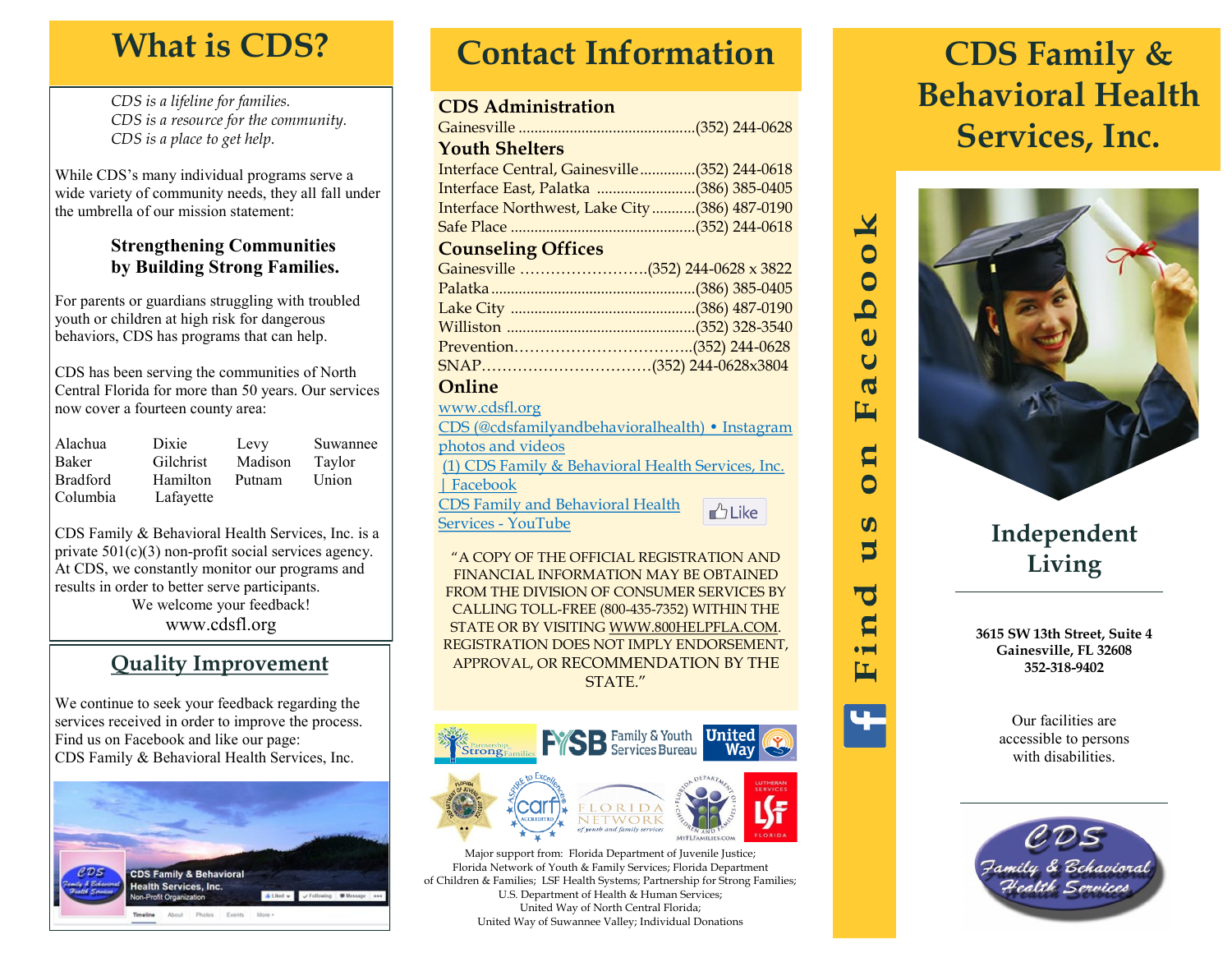# What is CDS?

*CDS is a lifeline for families.*
*CDS is a resource for the community.*
*CDS is a place to get help.*

While CDS's many individual programs serve a wide variety of community needs, they all fall under the umbrella of our mission statement:

**Strengthening Communities by Building Strong Families.**

For parents or guardians struggling with troubled youth or children at high risk for dangerous behaviors, CDS has programs that can help.

CDS has been serving the communities of North Central Florida for more than 50 years. Our services now cover a fourteen county area:

| | | | |
|---|---|---|---|
| Alachua | Dixie | Levy | Suwannee |
| Baker | Gilchrist | Madison | Taylor |
| Bradford | Hamilton | Putnam | Union |
| Columbia | Lafayette | | |

CDS Family & Behavioral Health Services, Inc. is a private 501(c)(3) non-profit social services agency. At CDS, we constantly monitor our programs and results in order to better serve participants.

We welcome your feedback!

www.cdsfl.org

## Quality Improvement

We continue to seek your feedback regarding the services received in order to improve the process. Find us on Facebook and like our page: CDS Family & Behavioral Health Services, Inc.

# Contact Information

### CDS Administration
Gainesville ............................................(352) 244-0628

### Youth Shelters
Interface Central, Gainesville..............(352) 244-0618
Interface East, Palatka .........................(386) 385-0405
Interface Northwest, Lake City...........(386) 487-0190
Safe Place ...............................................(352) 244-0618

### Counseling Offices
Gainesville ……………………..(352) 244-0628 x 3822
Palatka ...................................................(386) 385-0405
Lake City ...............................................(386) 487-0190
Williston ................................................(352) 328-3540
Prevention……………………………..(352) 244-0628
SNAP……………………………(352) 244-0628x3804

### Online
www.cdsfl.org
CDS (@cdsfamilyandbehavioralhealth) • Instagram photos and videos
(1) CDS Family & Behavioral Health Services, Inc. | Facebook
CDS Family and Behavioral Health Services - YouTube

"A COPY OF THE OFFICIAL REGISTRATION AND FINANCIAL INFORMATION MAY BE OBTAINED FROM THE DIVISION OF CONSUMER SERVICES BY CALLING TOLL-FREE (800-435-7352) WITHIN THE STATE OR BY VISITING WWW.800HELPFLA.COM. REGISTRATION DOES NOT IMPLY ENDORSEMENT, APPROVAL, OR RECOMMENDATION BY THE STATE."

Major support from: Florida Department of Juvenile Justice; Florida Network of Youth & Family Services; Florida Department of Children & Families; LSF Health Systems; Partnership for Strong Families; U.S. Department of Health & Human Services; United Way of North Central Florida; United Way of Suwannee Valley; Individual Donations

**Find us on Facebook**

# CDS Family & Behavioral Health Services, Inc.

## Independent Living

**3615 SW 13th Street, Suite 4**
**Gainesville, FL 32608**
**352-318-9402**

Our facilities are accessible to persons with disabilities.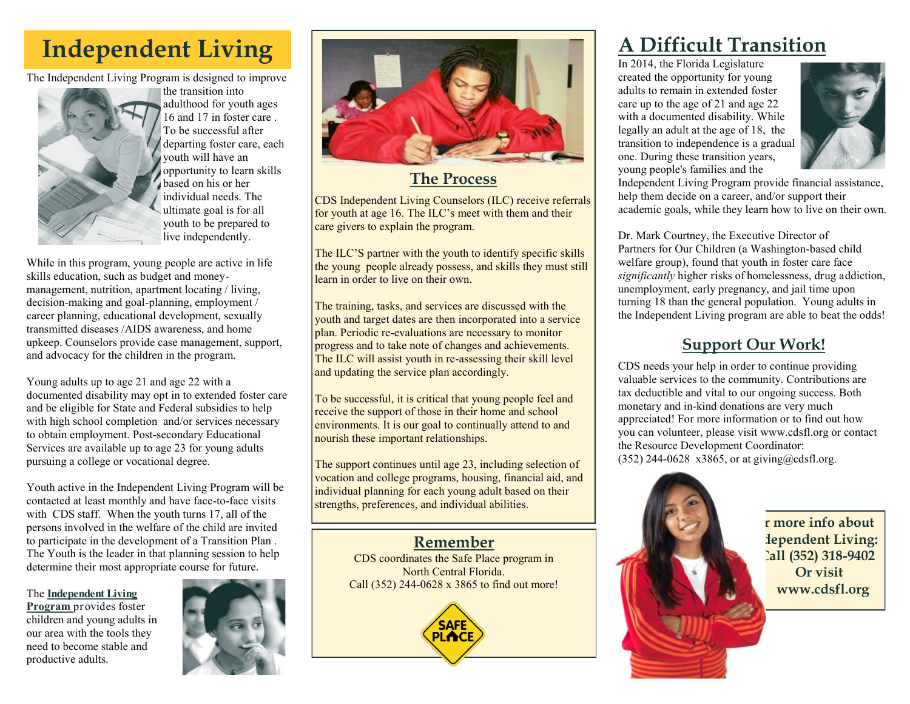# Independent Living

The Independent Living Program is designed to improve the transition into adulthood for youth ages 16 and 17 in foster care . To be successful after departing foster care, each youth will have an opportunity to learn skills based on his or her individual needs. The ultimate goal is for all youth to be prepared to live independently.

While in this program, young people are active in life skills education, such as budget and money-management, nutrition, apartment locating / living, decision-making and goal-planning, employment / career planning, educational development, sexually transmitted diseases /AIDS awareness, and home upkeep. Counselors provide case management, support, and advocacy for the children in the program.

Young adults up to age 21 and age 22 with a documented disability may opt in to extended foster care and be eligible for State and Federal subsidies to help with high school completion and/or services necessary to obtain employment. Post-secondary Educational Services are available up to age 23 for young adults pursuing a college or vocational degree.

Youth active in the Independent Living Program will be contacted at least monthly and have face-to-face visits with CDS staff. When the youth turns 17, all of the persons involved in the welfare of the child are invited to participate in the development of a Transition Plan . The Youth is the leader in that planning session to help determine their most appropriate course for future.

The **Independent Living Program** provides foster children and young adults in our area with the tools they need to become stable and productive adults.

## The Process

CDS Independent Living Counselors (ILC) receive referrals for youth at age 16. The ILC's meet with them and their care givers to explain the program.

The ILC'S partner with the youth to identify specific skills the young people already possess, and skills they must still learn in order to live on their own.

The training, tasks, and services are discussed with the youth and target dates are then incorporated into a service plan. Periodic re-evaluations are necessary to monitor progress and to take note of changes and achievements. The ILC will assist youth in re-assessing their skill level and updating the service plan accordingly.

To be successful, it is critical that young people feel and receive the support of those in their home and school environments. It is our goal to continually attend to and nourish these important relationships.

The support continues until age 23, including selection of vocation and college programs, housing, financial aid, and individual planning for each young adult based on their strengths, preferences, and individual abilities.

## Remember

CDS coordinates the Safe Place program in North Central Florida.
Call (352) 244-0628 x 3865 to find out more!

SAFE PLACE

# A Difficult Transition

In 2014, the Florida Legislature created the opportunity for young adults to remain in extended foster care up to the age of 21 and age 22 with a documented disability. While legally an adult at the age of 18, the transition to independence is a gradual one. During these transition years, young people's families and the Independent Living Program provide financial assistance, help them decide on a career, and/or support their academic goals, while they learn how to live on their own.

Dr. Mark Courtney, the Executive Director of Partners for Our Children (a Washington-based child welfare group), found that youth in foster care face *significantly* higher risks of homelessness, drug addiction, unemployment, early pregnancy, and jail time upon turning 18 than the general population. Young adults in the Independent Living program are able to beat the odds!

## Support Our Work!

CDS needs your help in order to continue providing valuable services to the community. Contributions are tax deductible and vital to our ongoing success. Both monetary and in-kind donations are very much appreciated! For more information or to find out how you can volunteer, please visit www.cdsfl.org or contact the Resource Development Coordinator:
(352) 244-0628 x3865, or at giving@cdsfl.org.

**r more info about
dependent Living:
Call (352) 318-9402
Or visit
www.cdsfl.org**